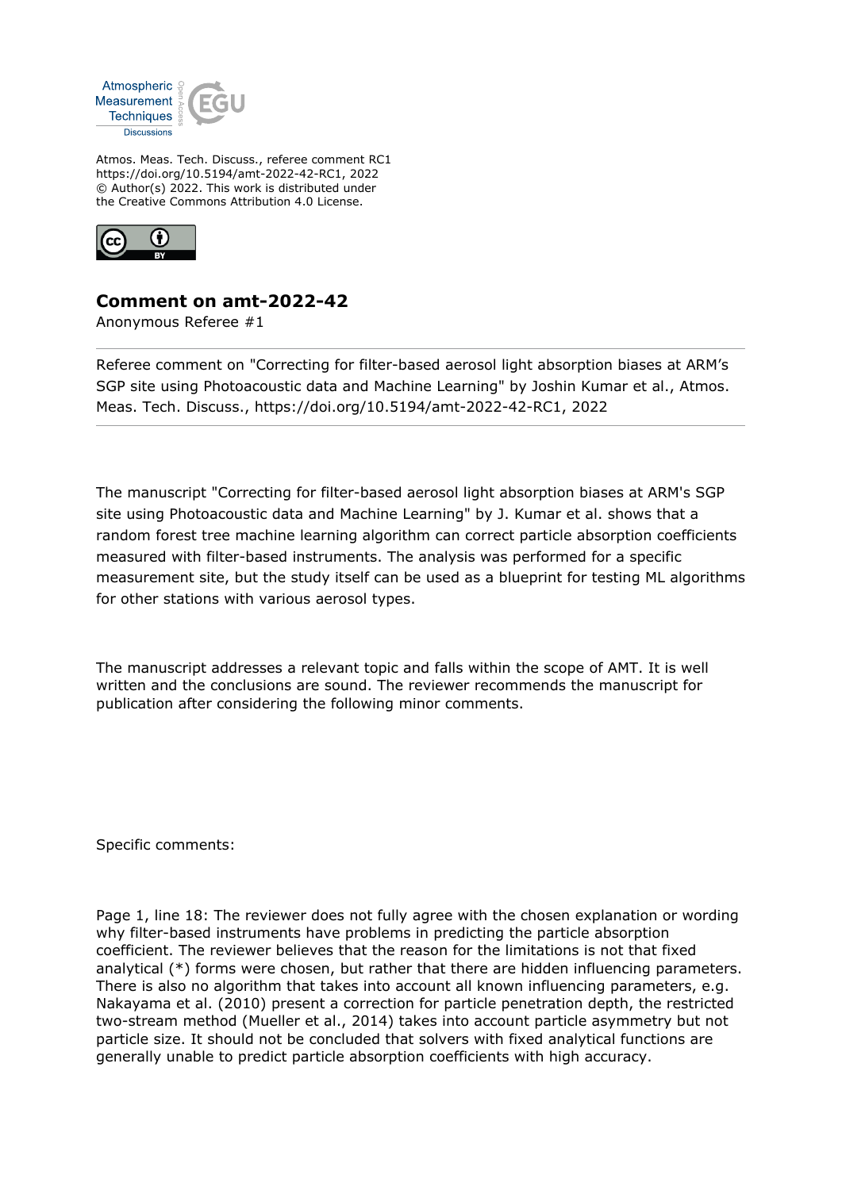Atmos. Meas. Tech. Discuss., referee comment RC1
https://doi.org/10.5194/amt-2022-42-RC1, 2022
© Author(s) 2022. This work is distributed under
the Creative Commons Attribution 4.0 License.

## Comment on amt-2022-42

Anonymous Referee #1

Referee comment on "Correcting for filter-based aerosol light absorption biases at ARM's SGP site using Photoacoustic data and Machine Learning" by Joshin Kumar et al., Atmos. Meas. Tech. Discuss., https://doi.org/10.5194/amt-2022-42-RC1, 2022

The manuscript "Correcting for filter-based aerosol light absorption biases at ARM's SGP site using Photoacoustic data and Machine Learning" by J. Kumar et al. shows that a random forest tree machine learning algorithm can correct particle absorption coefficients measured with filter-based instruments. The analysis was performed for a specific measurement site, but the study itself can be used as a blueprint for testing ML algorithms for other stations with various aerosol types.

The manuscript addresses a relevant topic and falls within the scope of AMT. It is well written and the conclusions are sound. The reviewer recommends the manuscript for publication after considering the following minor comments.

Specific comments:

Page 1, line 18: The reviewer does not fully agree with the chosen explanation or wording why filter-based instruments have problems in predicting the particle absorption coefficient. The reviewer believes that the reason for the limitations is not that fixed analytical (*) forms were chosen, but rather that there are hidden influencing parameters. There is also no algorithm that takes into account all known influencing parameters, e.g. Nakayama et al. (2010) present a correction for particle penetration depth, the restricted two-stream method (Mueller et al., 2014) takes into account particle asymmetry but not particle size. It should not be concluded that solvers with fixed analytical functions are generally unable to predict particle absorption coefficients with high accuracy.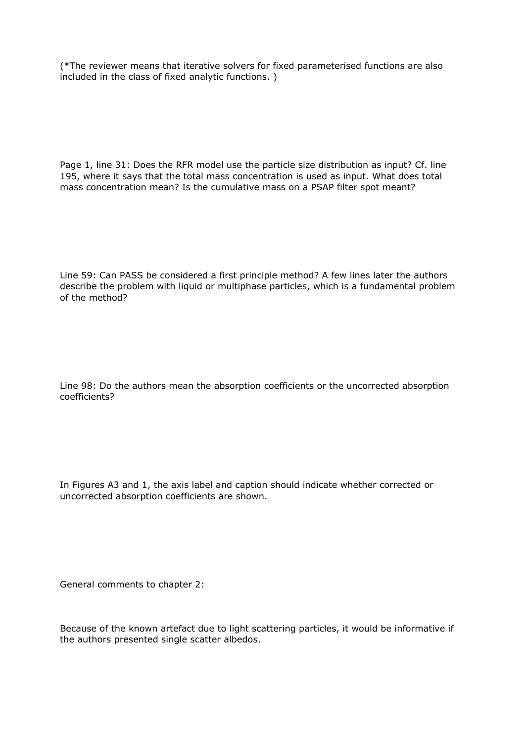(*The reviewer means that iterative solvers for fixed parameterised functions are also included in the class of fixed analytic functions. )

Page 1, line 31: Does the RFR model use the particle size distribution as input? Cf. line 195, where it says that the total mass concentration is used as input. What does total mass concentration mean? Is the cumulative mass on a PSAP filter spot meant?

Line 59: Can PASS be considered a first principle method? A few lines later the authors describe the problem with liquid or multiphase particles, which is a fundamental problem of the method?

Line 98: Do the authors mean the absorption coefficients or the uncorrected absorption coefficients?

In Figures A3 and 1, the axis label and caption should indicate whether corrected or uncorrected absorption coefficients are shown.

General comments to chapter 2:

Because of the known artefact due to light scattering particles, it would be informative if the authors presented single scatter albedos.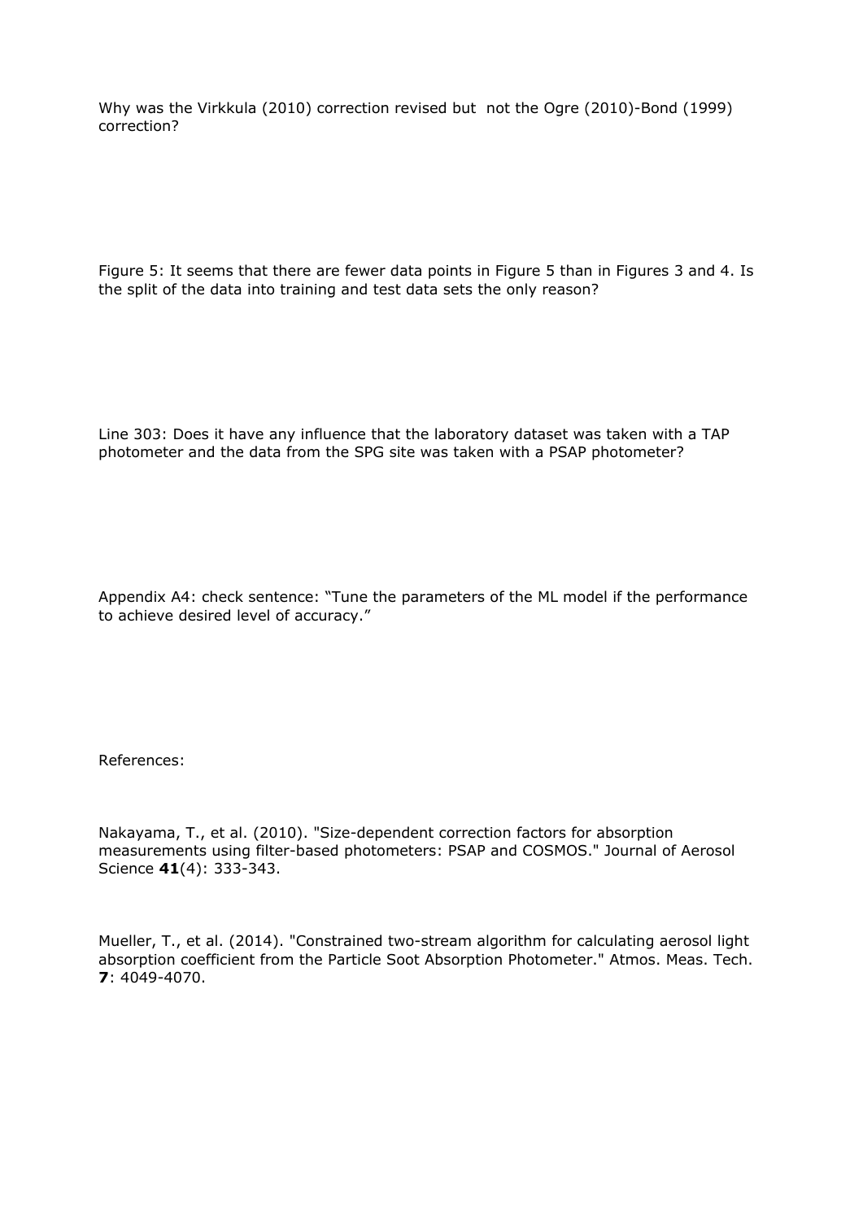Why was the Virkkula (2010) correction revised but not the Ogre (2010)-Bond (1999) correction?

Figure 5: It seems that there are fewer data points in Figure 5 than in Figures 3 and 4. Is the split of the data into training and test data sets the only reason?

Line 303: Does it have any influence that the laboratory dataset was taken with a TAP photometer and the data from the SPG site was taken with a PSAP photometer?

Appendix A4: check sentence: "Tune the parameters of the ML model if the performance to achieve desired level of accuracy."

References:

Nakayama, T., et al. (2010). "Size-dependent correction factors for absorption measurements using filter-based photometers: PSAP and COSMOS." Journal of Aerosol Science **41**(4): 333-343.

Mueller, T., et al. (2014). "Constrained two-stream algorithm for calculating aerosol light absorption coefficient from the Particle Soot Absorption Photometer." Atmos. Meas. Tech. **7**: 4049-4070.